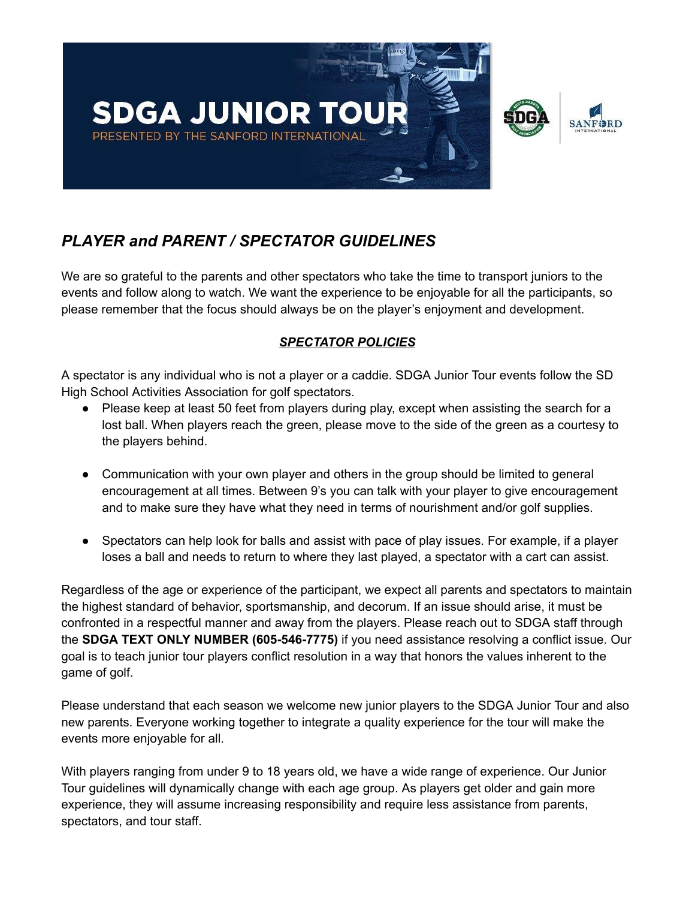# SDGA JUNIOR TOUR

PRESENTED BY THE SANFORD INTERNATIONAL

## *PLAYER and PARENT / SPECTATOR GUIDELINES*

We are so grateful to the parents and other spectators who take the time to transport juniors to the events and follow along to watch. We want the experience to be enjoyable for all the participants, so please remember that the focus should always be on the player's enjoyment and development.

### ***SPECTATOR POLICIES***

A spectator is any individual who is not a player or a caddie. SDGA Junior Tour events follow the SD High School Activities Association for golf spectators.

- Please keep at least 50 feet from players during play, except when assisting the search for a lost ball. When players reach the green, please move to the side of the green as a courtesy to the players behind.

- Communication with your own player and others in the group should be limited to general encouragement at all times. Between 9's you can talk with your player to give encouragement and to make sure they have what they need in terms of nourishment and/or golf supplies.

- Spectators can help look for balls and assist with pace of play issues. For example, if a player loses a ball and needs to return to where they last played, a spectator with a cart can assist.

Regardless of the age or experience of the participant, we expect all parents and spectators to maintain the highest standard of behavior, sportsmanship, and decorum. If an issue should arise, it must be confronted in a respectful manner and away from the players. Please reach out to SDGA staff through the **SDGA TEXT ONLY NUMBER (605-546-7775)** if you need assistance resolving a conflict issue. Our goal is to teach junior tour players conflict resolution in a way that honors the values inherent to the game of golf.

Please understand that each season we welcome new junior players to the SDGA Junior Tour and also new parents. Everyone working together to integrate a quality experience for the tour will make the events more enjoyable for all.

With players ranging from under 9 to 18 years old, we have a wide range of experience. Our Junior Tour guidelines will dynamically change with each age group. As players get older and gain more experience, they will assume increasing responsibility and require less assistance from parents, spectators, and tour staff.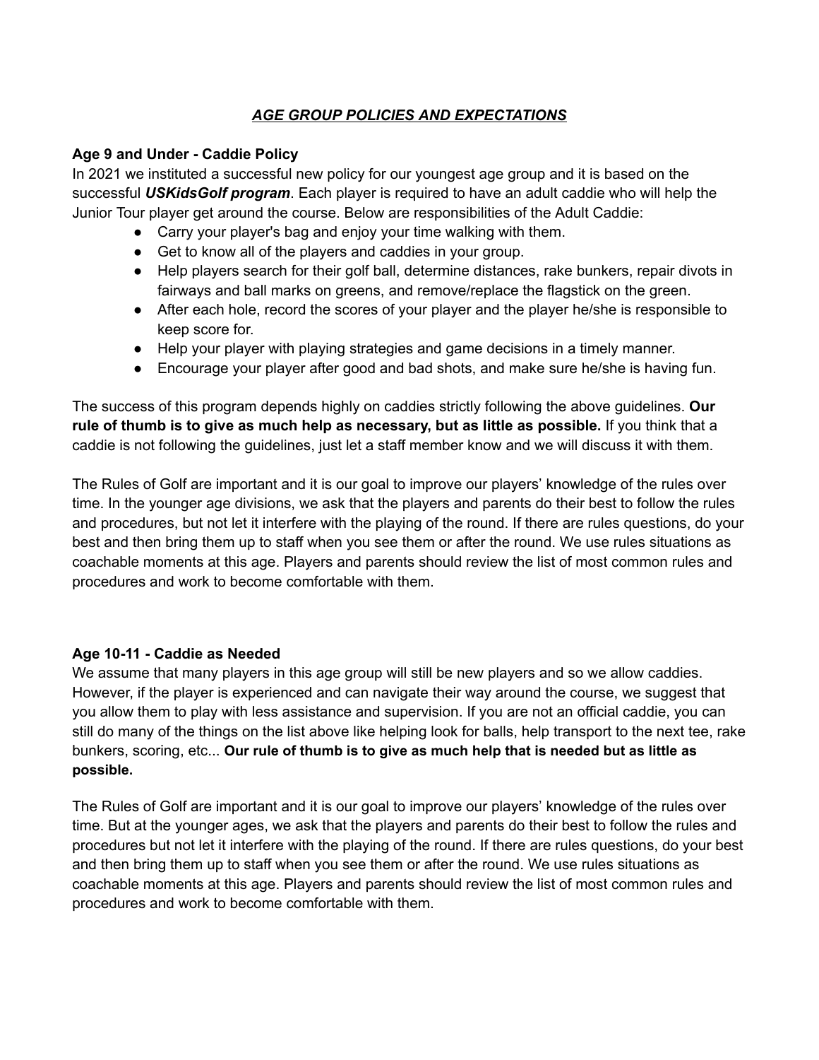## ***AGE GROUP POLICIES AND EXPECTATIONS***

**Age 9 and Under - Caddie Policy**

In 2021 we instituted a successful new policy for our youngest age group and it is based on the successful ***USKidsGolf program***. Each player is required to have an adult caddie who will help the Junior Tour player get around the course. Below are responsibilities of the Adult Caddie:

- Carry your player's bag and enjoy your time walking with them.
- Get to know all of the players and caddies in your group.
- Help players search for their golf ball, determine distances, rake bunkers, repair divots in fairways and ball marks on greens, and remove/replace the flagstick on the green.
- After each hole, record the scores of your player and the player he/she is responsible to keep score for.
- Help your player with playing strategies and game decisions in a timely manner.
- Encourage your player after good and bad shots, and make sure he/she is having fun.

The success of this program depends highly on caddies strictly following the above guidelines. **Our rule of thumb is to give as much help as necessary, but as little as possible.** If you think that a caddie is not following the guidelines, just let a staff member know and we will discuss it with them.

The Rules of Golf are important and it is our goal to improve our players' knowledge of the rules over time. In the younger age divisions, we ask that the players and parents do their best to follow the rules and procedures, but not let it interfere with the playing of the round. If there are rules questions, do your best and then bring them up to staff when you see them or after the round. We use rules situations as coachable moments at this age. Players and parents should review the list of most common rules and procedures and work to become comfortable with them.

**Age 10-11 - Caddie as Needed**

We assume that many players in this age group will still be new players and so we allow caddies. However, if the player is experienced and can navigate their way around the course, we suggest that you allow them to play with less assistance and supervision. If you are not an official caddie, you can still do many of the things on the list above like helping look for balls, help transport to the next tee, rake bunkers, scoring, etc... **Our rule of thumb is to give as much help that is needed but as little as possible.**

The Rules of Golf are important and it is our goal to improve our players' knowledge of the rules over time. But at the younger ages, we ask that the players and parents do their best to follow the rules and procedures but not let it interfere with the playing of the round. If there are rules questions, do your best and then bring them up to staff when you see them or after the round. We use rules situations as coachable moments at this age. Players and parents should review the list of most common rules and procedures and work to become comfortable with them.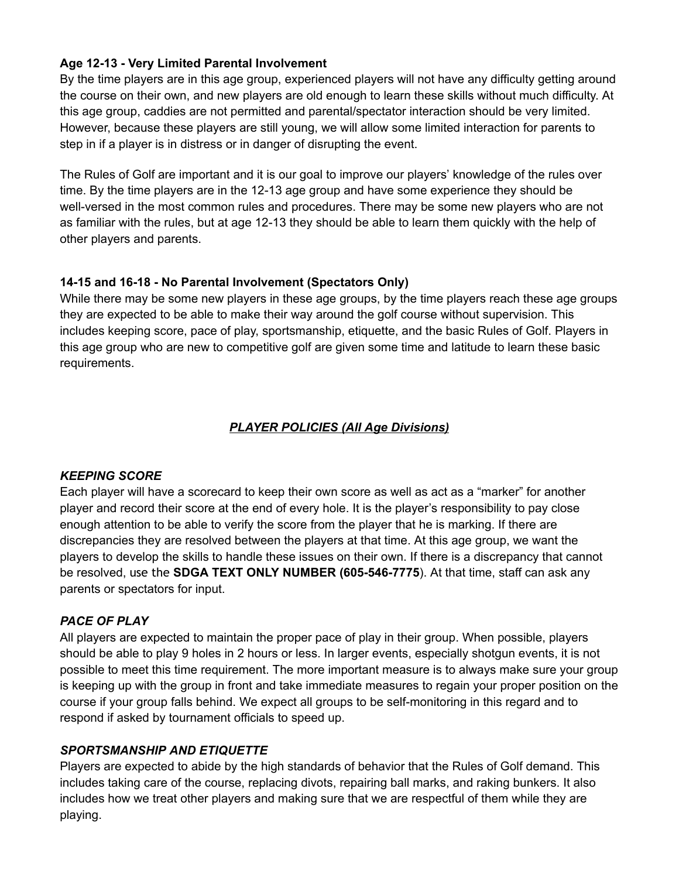**Age 12-13 - Very Limited Parental Involvement**

By the time players are in this age group, experienced players will not have any difficulty getting around the course on their own, and new players are old enough to learn these skills without much difficulty. At this age group, caddies are not permitted and parental/spectator interaction should be very limited. However, because these players are still young, we will allow some limited interaction for parents to step in if a player is in distress or in danger of disrupting the event.

The Rules of Golf are important and it is our goal to improve our players' knowledge of the rules over time. By the time players are in the 12-13 age group and have some experience they should be well-versed in the most common rules and procedures. There may be some new players who are not as familiar with the rules, but at age 12-13 they should be able to learn them quickly with the help of other players and parents.

**14-15 and 16-18 - No Parental Involvement (Spectators Only)**

While there may be some new players in these age groups, by the time players reach these age groups they are expected to be able to make their way around the golf course without supervision. This includes keeping score, pace of play, sportsmanship, etiquette, and the basic Rules of Golf. Players in this age group who are new to competitive golf are given some time and latitude to learn these basic requirements.

## ***PLAYER POLICIES (All Age Divisions)***

### *KEEPING SCORE*

Each player will have a scorecard to keep their own score as well as act as a "marker" for another player and record their score at the end of every hole. It is the player's responsibility to pay close enough attention to be able to verify the score from the player that he is marking. If there are discrepancies they are resolved between the players at that time. At this age group, we want the players to develop the skills to handle these issues on their own. If there is a discrepancy that cannot be resolved, use the **SDGA TEXT ONLY NUMBER (605-546-7775**). At that time, staff can ask any parents or spectators for input.

### *PACE OF PLAY*

All players are expected to maintain the proper pace of play in their group. When possible, players should be able to play 9 holes in 2 hours or less. In larger events, especially shotgun events, it is not possible to meet this time requirement. The more important measure is to always make sure your group is keeping up with the group in front and take immediate measures to regain your proper position on the course if your group falls behind. We expect all groups to be self-monitoring in this regard and to respond if asked by tournament officials to speed up.

### *SPORTSMANSHIP AND ETIQUETTE*

Players are expected to abide by the high standards of behavior that the Rules of Golf demand. This includes taking care of the course, replacing divots, repairing ball marks, and raking bunkers. It also includes how we treat other players and making sure that we are respectful of them while they are playing.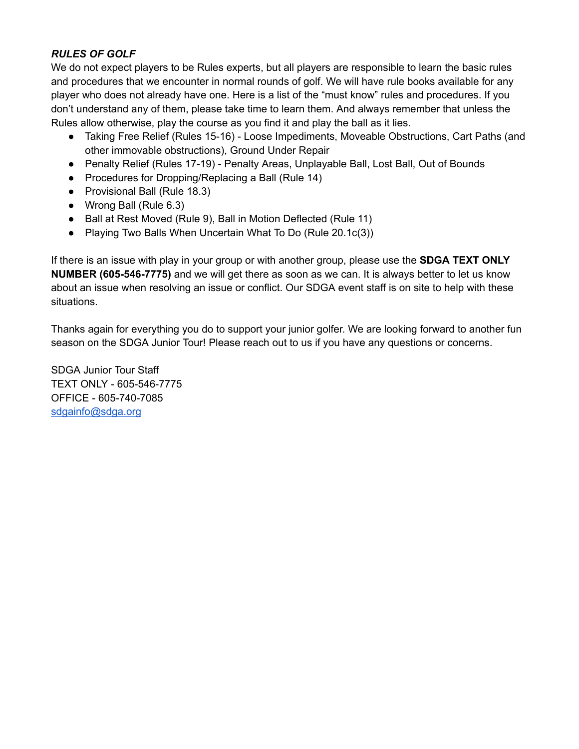***RULES OF GOLF***

We do not expect players to be Rules experts, but all players are responsible to learn the basic rules and procedures that we encounter in normal rounds of golf. We will have rule books available for any player who does not already have one. Here is a list of the "must know" rules and procedures. If you don't understand any of them, please take time to learn them. And always remember that unless the Rules allow otherwise, play the course as you find it and play the ball as it lies.

- Taking Free Relief (Rules 15-16) - Loose Impediments, Moveable Obstructions, Cart Paths (and other immovable obstructions), Ground Under Repair
- Penalty Relief (Rules 17-19) - Penalty Areas, Unplayable Ball, Lost Ball, Out of Bounds
- Procedures for Dropping/Replacing a Ball (Rule 14)
- Provisional Ball (Rule 18.3)
- Wrong Ball (Rule 6.3)
- Ball at Rest Moved (Rule 9), Ball in Motion Deflected (Rule 11)
- Playing Two Balls When Uncertain What To Do (Rule 20.1c(3))

If there is an issue with play in your group or with another group, please use the **SDGA TEXT ONLY NUMBER (605-546-7775)** and we will get there as soon as we can. It is always better to let us know about an issue when resolving an issue or conflict. Our SDGA event staff is on site to help with these situations.

Thanks again for everything you do to support your junior golfer. We are looking forward to another fun season on the SDGA Junior Tour! Please reach out to us if you have any questions or concerns.

SDGA Junior Tour Staff
TEXT ONLY - 605-546-7775
OFFICE - 605-740-7085
[sdgainfo@sdga.org](mailto:sdgainfo@sdga.org)